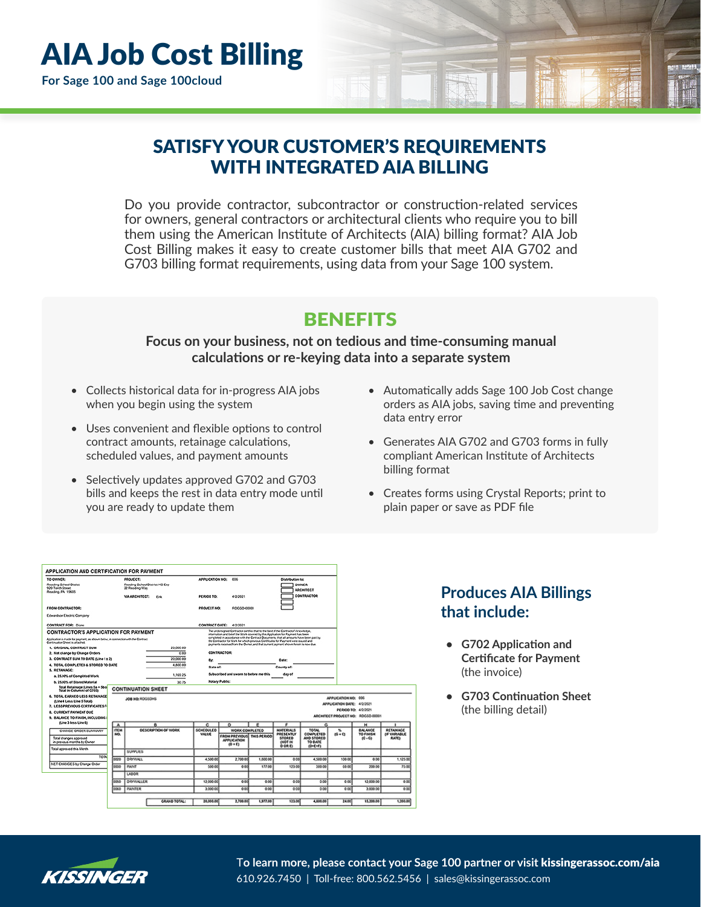# AIA Job Cost Billing

**For Sage 100 and Sage 100cloud**

## SATISFY YOUR CUSTOMER'S REQUIREMENTS WITH INTEGRATED AIA BILLING

Do you provide contractor, subcontractor or construction-related services for owners, general contractors or architectural clients who require you to bill them using the American Institute of Architects (AIA) billing format? AIA Job Cost Billing makes it easy to create customer bills that meet AIA G702 and G703 billing format requirements, using data from your Sage 100 system.

## BENEFITS

**Focus on your business, not on tedious and time-consuming manual calculations or re-keying data into a separate system**

- Collects historical data for in-progress AIA jobs when you begin using the system
- Uses convenient and flexible options to control contract amounts, retainage calculations, scheduled values, and payment amounts
- Selectively updates approved G702 and G703 bills and keeps the rest in data entry mode until you are ready to update them
- Automatically adds Sage 100 Job Cost change orders as AIA jobs, saving time and preventing data entry error
- Generates AIA G702 and G703 forms in fully compliant American Institute of Architects billing format
- Creates forms using Crystal Reports; print to plain paper or save as PDF file

### Produces AIA Billings that include:

- **G702 Application and Certificate for Payment** (the invoice)
- **G703 Continuation Sheet** (the billing detail)

To learn more, please contact your Sage 100 partner or visit **kissingerassoc.com/aia**

610.926.7450 | Toll-free: 800.562.5456 | sales@kissingerassoc.com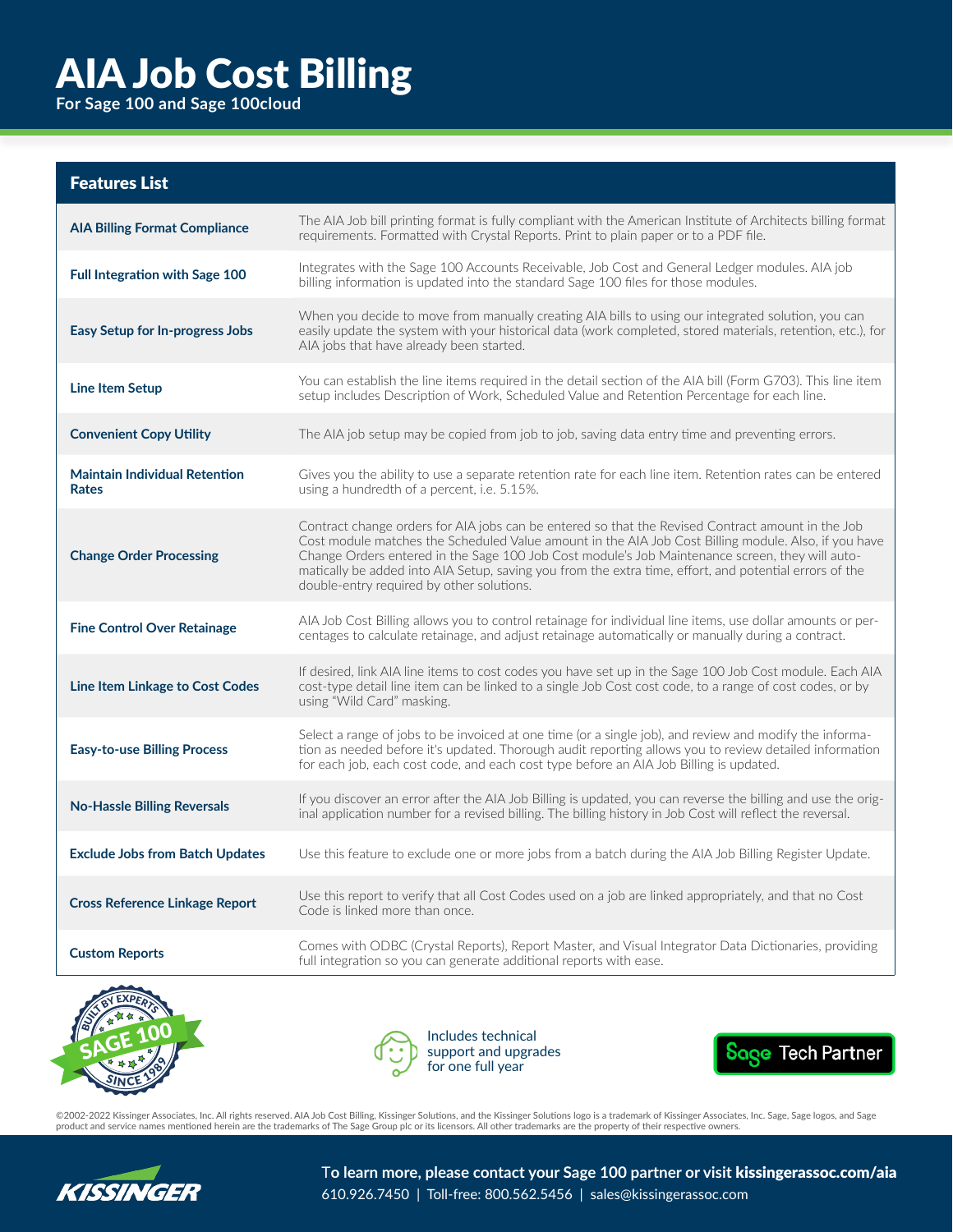# AIA Job Cost Billing

**For Sage 100 and Sage 100cloud**

## Features List

| | |
|---|---|
| **AIA Billing Format Compliance** | The AIA Job bill printing format is fully compliant with the American Institute of Architects billing format requirements. Formatted with Crystal Reports. Print to plain paper or to a PDF file. |
| **Full Integration with Sage 100** | Integrates with the Sage 100 Accounts Receivable, Job Cost and General Ledger modules. AIA job billing information is updated into the standard Sage 100 files for those modules. |
| **Easy Setup for In-progress Jobs** | When you decide to move from manually creating AIA bills to using our integrated solution, you can easily update the system with your historical data (work completed, stored materials, retention, etc.), for AIA jobs that have already been started. |
| **Line Item Setup** | You can establish the line items required in the detail section of the AIA bill (Form G703). This line item setup includes Description of Work, Scheduled Value and Retention Percentage for each line. |
| **Convenient Copy Utility** | The AIA job setup may be copied from job to job, saving data entry time and preventing errors. |
| **Maintain Individual Retention Rates** | Gives you the ability to use a separate retention rate for each line item. Retention rates can be entered using a hundredth of a percent, i.e. 5.15%. |
| **Change Order Processing** | Contract change orders for AIA jobs can be entered so that the Revised Contract amount in the Job Cost module matches the Scheduled Value amount in the AIA Job Cost Billing module. Also, if you have Change Orders entered in the Sage 100 Job Cost module's Job Maintenance screen, they will automatically be added into AIA Setup, saving you from the extra time, effort, and potential errors of the double-entry required by other solutions. |
| **Fine Control Over Retainage** | AIA Job Cost Billing allows you to control retainage for individual line items, use dollar amounts or percentages to calculate retainage, and adjust retainage automatically or manually during a contract. |
| **Line Item Linkage to Cost Codes** | If desired, link AIA line items to cost codes you have set up in the Sage 100 Job Cost module. Each AIA cost-type detail line item can be linked to a single Job Cost cost code, to a range of cost codes, or by using "Wild Card" masking. |
| **Easy-to-use Billing Process** | Select a range of jobs to be invoiced at one time (or a single job), and review and modify the information as needed before it's updated. Thorough audit reporting allows you to review detailed information for each job, each cost code, and each cost type before an AIA Job Billing is updated. |
| **No-Hassle Billing Reversals** | If you discover an error after the AIA Job Billing is updated, you can reverse the billing and use the original application number for a revised billing. The billing history in Job Cost will reflect the reversal. |
| **Exclude Jobs from Batch Updates** | Use this feature to exclude one or more jobs from a batch during the AIA Job Billing Register Update. |
| **Cross Reference Linkage Report** | Use this report to verify that all Cost Codes used on a job are linked appropriately, and that no Cost Code is linked more than once. |
| **Custom Reports** | Comes with ODBC (Crystal Reports), Report Master, and Visual Integrator Data Dictionaries, providing full integration so you can generate additional reports with ease. |

BUILT BY EXPERTS SAGE 100 SINCE 1989

Includes technical support and upgrades for one full year

Sage Tech Partner

©2002-2022 Kissinger Associates, Inc. All rights reserved. AIA Job Cost Billing, Kissinger Solutions, and the Kissinger Solutions logo is a trademark of Kissinger Associates, Inc. Sage, Sage logos, and Sage product and service names mentioned herein are the trademarks of The Sage Group plc or its licensors. All other trademarks are the property of their respective owners.

KISSINGER

**To learn more, please contact your Sage 100 partner or visit kissingerassoc.com/aia**

610.926.7450 | Toll-free: 800.562.5456 | sales@kissingerassoc.com